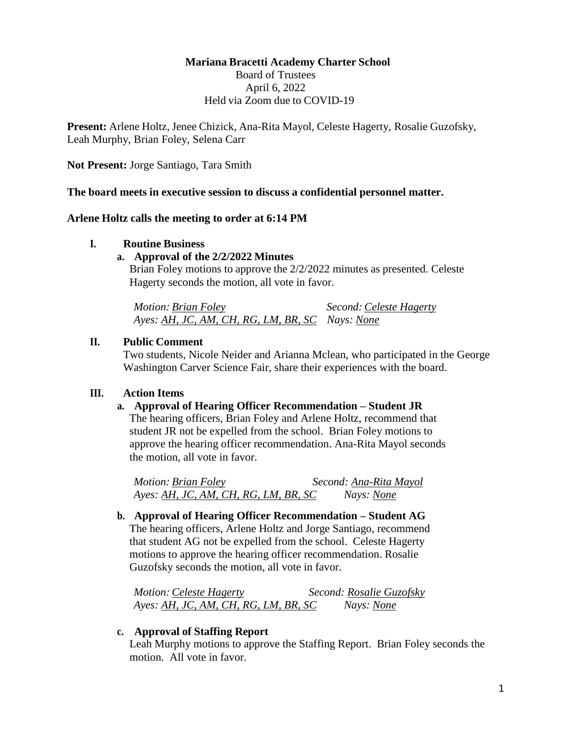**Mariana Bracetti Academy Charter School**
Board of Trustees
April 6, 2022
Held via Zoom due to COVID-19

**Present:** Arlene Holtz, Jenee Chizick, Ana-Rita Mayol, Celeste Hagerty, Rosalie Guzofsky, Leah Murphy, Brian Foley, Selena Carr

**Not Present:** Jorge Santiago, Tara Smith

**The board meets in executive session to discuss a confidential personnel matter.**

**Arlene Holtz calls the meeting to order at 6:14 PM**

**I. Routine Business**

**a. Approval of the 2/2/2022 Minutes**

Brian Foley motions to approve the 2/2/2022 minutes as presented. Celeste Hagerty seconds the motion, all vote in favor.

*Motion: Brian Foley* *Second: Celeste Hagerty*
*Ayes: AH, JC, AM, CH, RG, LM, BR, SC* *Nays: None*

**II. Public Comment**

Two students, Nicole Neider and Arianna Mclean, who participated in the George Washington Carver Science Fair, share their experiences with the board.

**III. Action Items**

**a. Approval of Hearing Officer Recommendation – Student JR**

The hearing officers, Brian Foley and Arlene Holtz, recommend that student JR not be expelled from the school. Brian Foley motions to approve the hearing officer recommendation. Ana-Rita Mayol seconds the motion, all vote in favor.

*Motion: Brian Foley* *Second: Ana-Rita Mayol*
*Ayes: AH, JC, AM, CH, RG, LM, BR, SC* *Nays: None*

**b. Approval of Hearing Officer Recommendation – Student AG**

The hearing officers, Arlene Holtz and Jorge Santiago, recommend that student AG not be expelled from the school. Celeste Hagerty motions to approve the hearing officer recommendation. Rosalie Guzofsky seconds the motion, all vote in favor.

*Motion: Celeste Hagerty* *Second: Rosalie Guzofsky*
*Ayes: AH, JC, AM, CH, RG, LM, BR, SC* *Nays: None*

**c. Approval of Staffing Report**

Leah Murphy motions to approve the Staffing Report. Brian Foley seconds the motion. All vote in favor.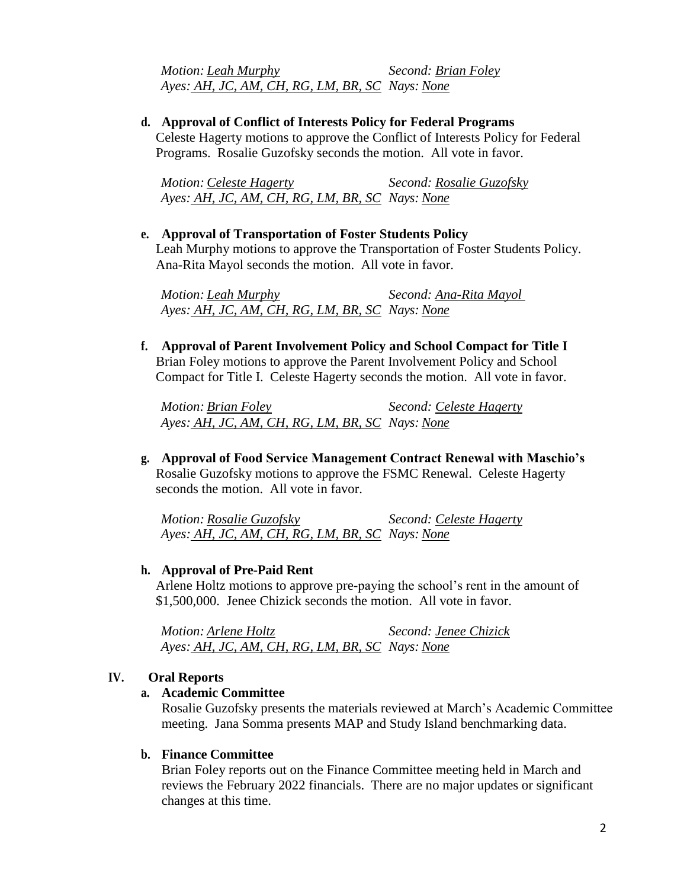*Motion: Leah Murphy* *Second: Brian Foley*
*Ayes: AH, JC, AM, CH, RG, LM, BR, SC* *Nays: None*

**d. Approval of Conflict of Interests Policy for Federal Programs**

Celeste Hagerty motions to approve the Conflict of Interests Policy for Federal Programs. Rosalie Guzofsky seconds the motion. All vote in favor.

*Motion: Celeste Hagerty* *Second: Rosalie Guzofsky*
*Ayes: AH, JC, AM, CH, RG, LM, BR, SC* *Nays: None*

**e. Approval of Transportation of Foster Students Policy**

Leah Murphy motions to approve the Transportation of Foster Students Policy. Ana-Rita Mayol seconds the motion. All vote in favor.

*Motion: Leah Murphy* *Second: Ana-Rita Mayol*
*Ayes: AH, JC, AM, CH, RG, LM, BR, SC* *Nays: None*

**f. Approval of Parent Involvement Policy and School Compact for Title I**

Brian Foley motions to approve the Parent Involvement Policy and School Compact for Title I. Celeste Hagerty seconds the motion. All vote in favor.

*Motion: Brian Foley* *Second: Celeste Hagerty*
*Ayes: AH, JC, AM, CH, RG, LM, BR, SC* *Nays: None*

**g. Approval of Food Service Management Contract Renewal with Maschio's**

Rosalie Guzofsky motions to approve the FSMC Renewal. Celeste Hagerty seconds the motion. All vote in favor.

*Motion: Rosalie Guzofsky* *Second: Celeste Hagerty*
*Ayes: AH, JC, AM, CH, RG, LM, BR, SC* *Nays: None*

**h. Approval of Pre-Paid Rent**

Arlene Holtz motions to approve pre-paying the school's rent in the amount of $1,500,000. Jenee Chizick seconds the motion. All vote in favor.

*Motion: Arlene Holtz* *Second: Jenee Chizick*
*Ayes: AH, JC, AM, CH, RG, LM, BR, SC* *Nays: None*

## IV. Oral Reports

**a. Academic Committee**

Rosalie Guzofsky presents the materials reviewed at March's Academic Committee meeting. Jana Somma presents MAP and Study Island benchmarking data.

**b. Finance Committee**

Brian Foley reports out on the Finance Committee meeting held in March and reviews the February 2022 financials. There are no major updates or significant changes at this time.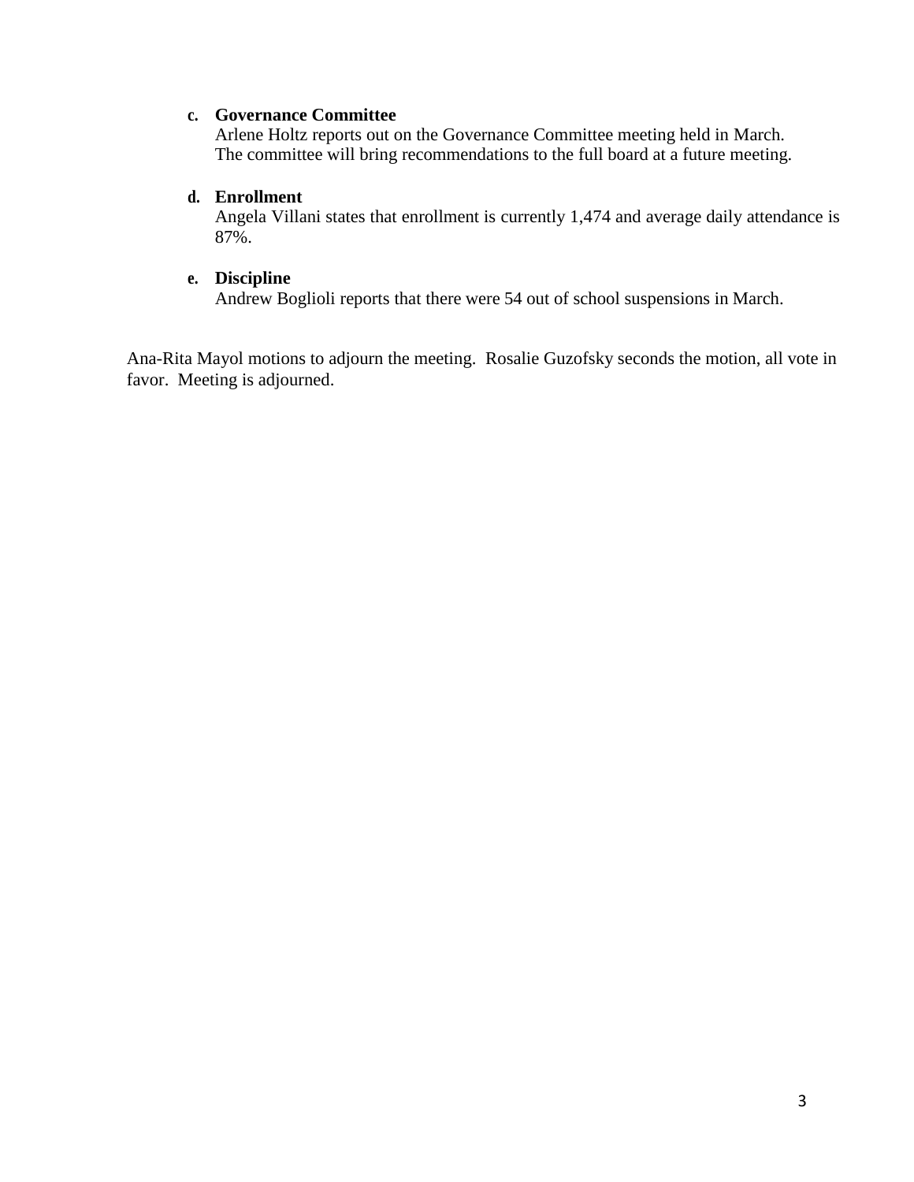c. **Governance Committee**
   Arlene Holtz reports out on the Governance Committee meeting held in March. The committee will bring recommendations to the full board at a future meeting.

d. **Enrollment**
   Angela Villani states that enrollment is currently 1,474 and average daily attendance is 87%.

e. **Discipline**
   Andrew Boglioli reports that there were 54 out of school suspensions in March.

Ana-Rita Mayol motions to adjourn the meeting. Rosalie Guzofsky seconds the motion, all vote in favor. Meeting is adjourned.